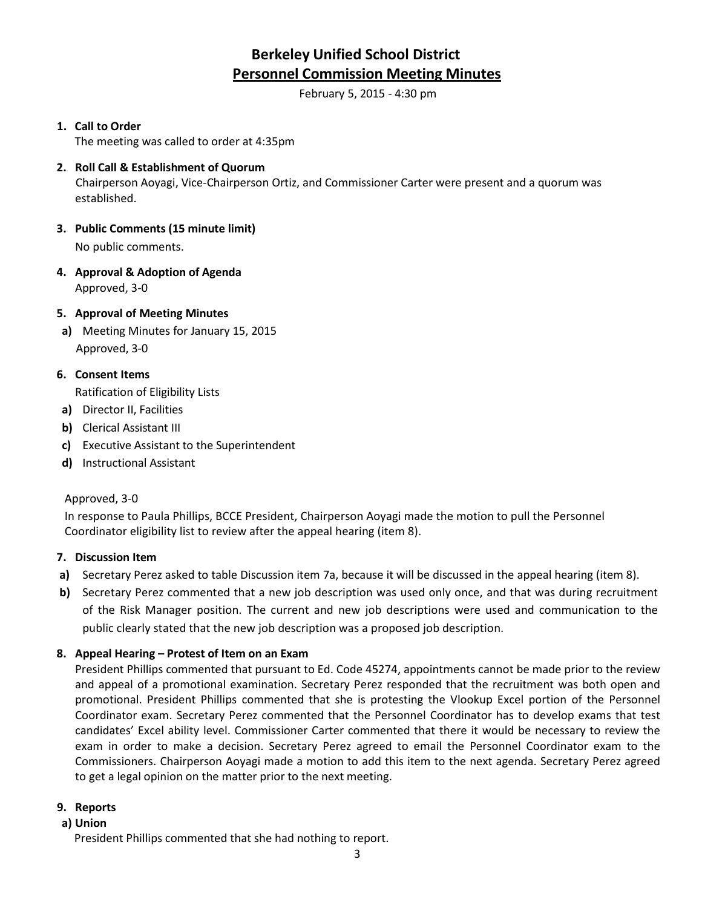# Berkeley Unified School District

## Personnel Commission Meeting Minutes

February 5, 2015 - 4:30 pm

1. **Call to Order**

   The meeting was called to order at 4:35pm

2. **Roll Call & Establishment of Quorum**

   Chairperson Aoyagi, Vice-Chairperson Ortiz, and Commissioner Carter were present and a quorum was established.

3. **Public Comments (15 minute limit)**

   No public comments.

4. **Approval & Adoption of Agenda**

   Approved, 3-0

5. **Approval of Meeting Minutes**

   **a)** Meeting Minutes for January 15, 2015

   Approved, 3-0

6. **Consent Items**

   Ratification of Eligibility Lists

   **a)** Director II, Facilities

   **b)** Clerical Assistant III

   **c)** Executive Assistant to the Superintendent

   **d)** Instructional Assistant

   Approved, 3-0

   In response to Paula Phillips, BCCE President, Chairperson Aoyagi made the motion to pull the Personnel Coordinator eligibility list to review after the appeal hearing (item 8).

7. **Discussion Item**

   **a)** Secretary Perez asked to table Discussion item 7a, because it will be discussed in the appeal hearing (item 8).

   **b)** Secretary Perez commented that a new job description was used only once, and that was during recruitment of the Risk Manager position. The current and new job descriptions were used and communication to the public clearly stated that the new job description was a proposed job description.

8. **Appeal Hearing – Protest of Item on an Exam**

   President Phillips commented that pursuant to Ed. Code 45274, appointments cannot be made prior to the review and appeal of a promotional examination. Secretary Perez responded that the recruitment was both open and promotional. President Phillips commented that she is protesting the Vlookup Excel portion of the Personnel Coordinator exam. Secretary Perez commented that the Personnel Coordinator has to develop exams that test candidates' Excel ability level. Commissioner Carter commented that there it would be necessary to review the exam in order to make a decision. Secretary Perez agreed to email the Personnel Coordinator exam to the Commissioners. Chairperson Aoyagi made a motion to add this item to the next agenda. Secretary Perez agreed to get a legal opinion on the matter prior to the next meeting.

9. **Reports**

   **a) Union**

   President Phillips commented that she had nothing to report.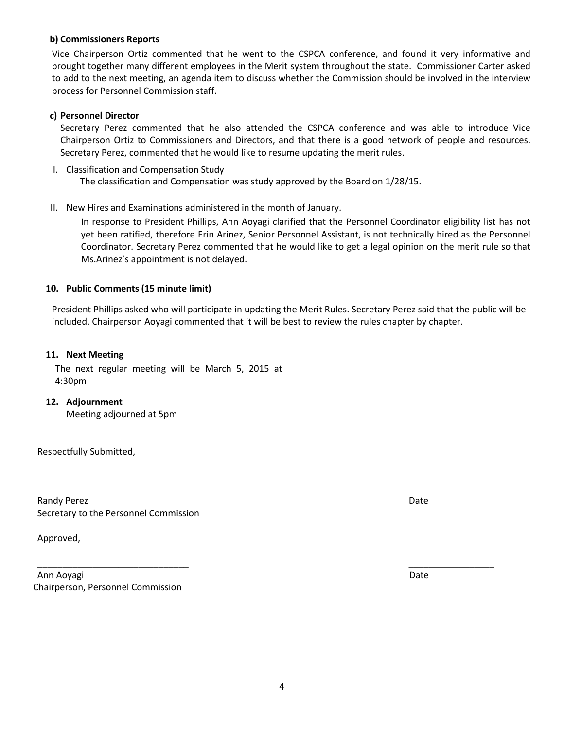**b) Commissioners Reports**

Vice Chairperson Ortiz commented that he went to the CSPCA conference, and found it very informative and brought together many different employees in the Merit system throughout the state. Commissioner Carter asked to add to the next meeting, an agenda item to discuss whether the Commission should be involved in the interview process for Personnel Commission staff.

**c) Personnel Director**

Secretary Perez commented that he also attended the CSPCA conference and was able to introduce Vice Chairperson Ortiz to Commissioners and Directors, and that there is a good network of people and resources. Secretary Perez, commented that he would like to resume updating the merit rules.

I. Classification and Compensation Study

The classification and Compensation was study approved by the Board on 1/28/15.

II. New Hires and Examinations administered in the month of January.

In response to President Phillips, Ann Aoyagi clarified that the Personnel Coordinator eligibility list has not yet been ratified, therefore Erin Arinez, Senior Personnel Assistant, is not technically hired as the Personnel Coordinator. Secretary Perez commented that he would like to get a legal opinion on the merit rule so that Ms.Arinez's appointment is not delayed.

**10. Public Comments (15 minute limit)**

President Phillips asked who will participate in updating the Merit Rules. Secretary Perez said that the public will be included. Chairperson Aoyagi commented that it will be best to review the rules chapter by chapter.

**11. Next Meeting**

The next regular meeting will be March 5, 2015 at 4:30pm

**12. Adjournment**

Meeting adjourned at 5pm

Respectfully Submitted,

______________________________ _________________

Randy Perez Date

Secretary to the Personnel Commission

Approved,

______________________________ _________________

Ann Aoyagi Date

Chairperson, Personnel Commission